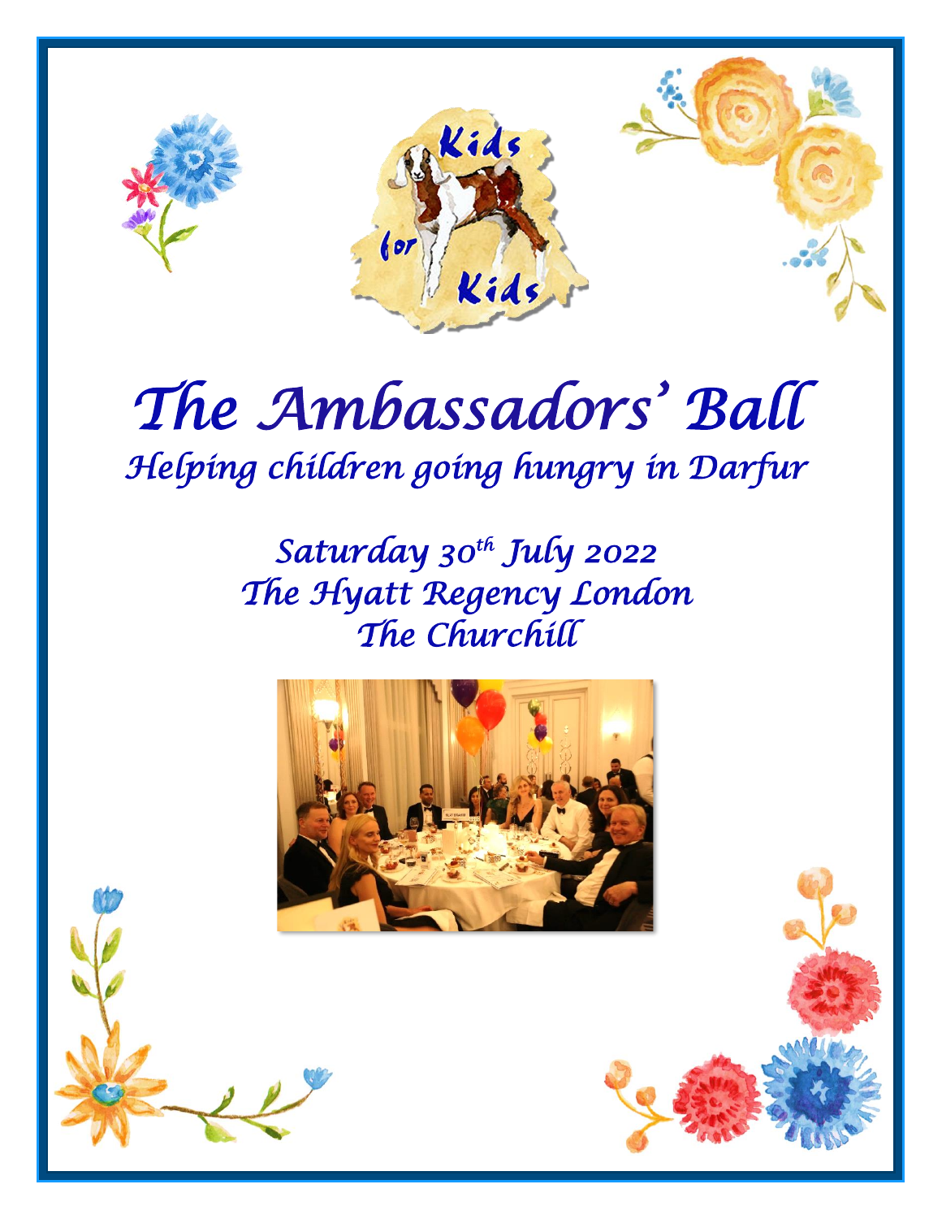Kids for Kids

# The Ambassadors' Ball

## Helping children going hungry in Darfur

Saturday 30th July 2022

The Hyatt Regency London

The Churchill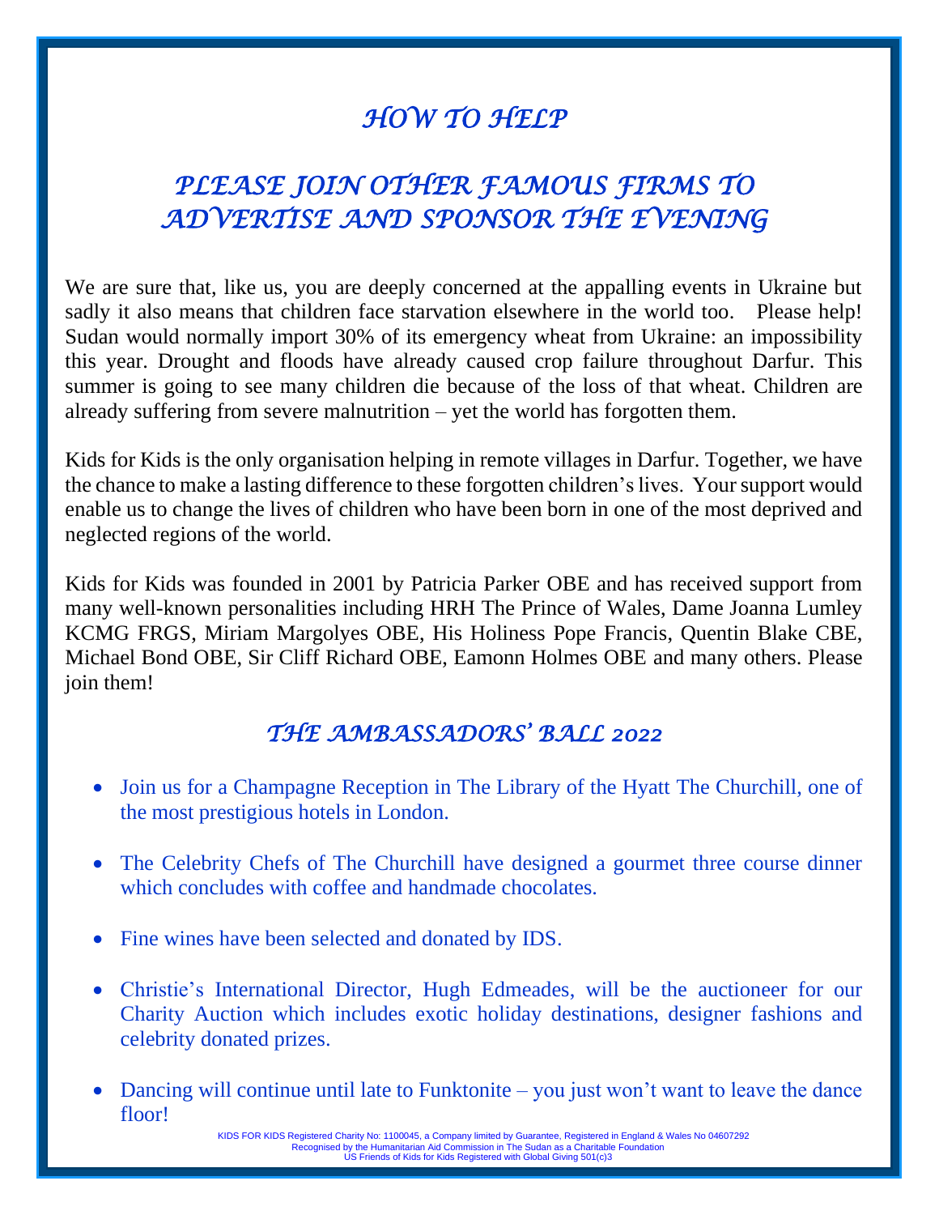# HOW TO HELP

## PLEASE JOIN OTHER FAMOUS FIRMS TO ADVERTISE AND SPONSOR THE EVENING

We are sure that, like us, you are deeply concerned at the appalling events in Ukraine but sadly it also means that children face starvation elsewhere in the world too. Please help! Sudan would normally import 30% of its emergency wheat from Ukraine: an impossibility this year. Drought and floods have already caused crop failure throughout Darfur. This summer is going to see many children die because of the loss of that wheat. Children are already suffering from severe malnutrition – yet the world has forgotten them.

Kids for Kids is the only organisation helping in remote villages in Darfur. Together, we have the chance to make a lasting difference to these forgotten children's lives. Your support would enable us to change the lives of children who have been born in one of the most deprived and neglected regions of the world.

Kids for Kids was founded in 2001 by Patricia Parker OBE and has received support from many well-known personalities including HRH The Prince of Wales, Dame Joanna Lumley KCMG FRGS, Miriam Margolyes OBE, His Holiness Pope Francis, Quentin Blake CBE, Michael Bond OBE, Sir Cliff Richard OBE, Eamonn Holmes OBE and many others. Please join them!

## THE AMBASSADORS' BALL 2022

- Join us for a Champagne Reception in The Library of the Hyatt The Churchill, one of the most prestigious hotels in London.
- The Celebrity Chefs of The Churchill have designed a gourmet three course dinner which concludes with coffee and handmade chocolates.
- Fine wines have been selected and donated by IDS.
- Christie's International Director, Hugh Edmeades, will be the auctioneer for our Charity Auction which includes exotic holiday destinations, designer fashions and celebrity donated prizes.
- Dancing will continue until late to Funktonite – you just won't want to leave the dance floor!

KIDS FOR KIDS Registered Charity No: 1100045, a Company limited by Guarantee, Registered in England & Wales No 04607292
Recognised by the Humanitarian Aid Commission in The Sudan as a Charitable Foundation
US Friends of Kids for Kids Registered with Global Giving 501(c)3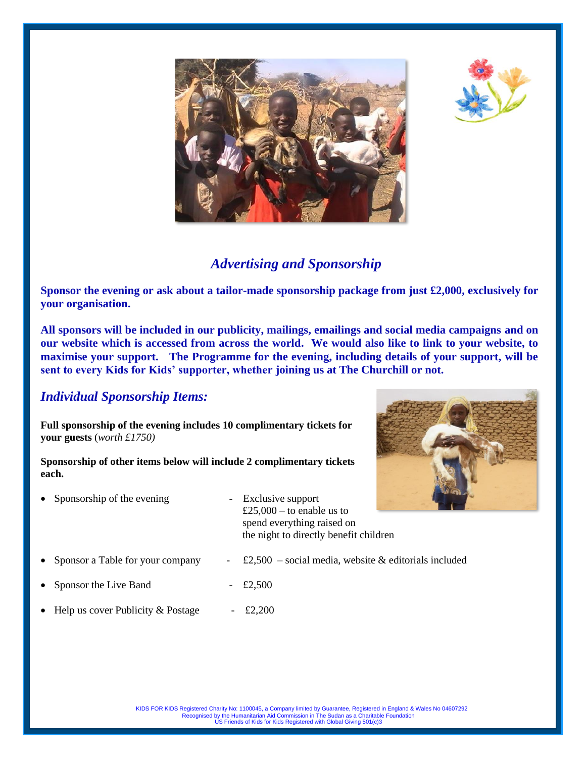## *Advertising and Sponsorship*

**Sponsor the evening or ask about a tailor-made sponsorship package from just £2,000, exclusively for your organisation.**

**All sponsors will be included in our publicity, mailings, emailings and social media campaigns and on our website which is accessed from across the world. We would also like to link to your website, to maximise your support. The Programme for the evening, including details of your support, will be sent to every Kids for Kids' supporter, whether joining us at The Churchill or not.**

### *Individual Sponsorship Items:*

**Full sponsorship of the evening includes 10 complimentary tickets for your guests** (*worth £1750)*

**Sponsorship of other items below will include 2 complimentary tickets each.**

- Sponsorship of the evening - Exclusive support £25,000 – to enable us to spend everything raised on the night to directly benefit children
- Sponsor a Table for your company - £2,500 – social media, website & editorials included
- Sponsor the Live Band - £2,500
- Help us cover Publicity & Postage - £2,200

KIDS FOR KIDS Registered Charity No: 1100045, a Company limited by Guarantee, Registered in England & Wales No 04607292
Recognised by the Humanitarian Aid Commission in The Sudan as a Charitable Foundation
US Friends of Kids for Kids Registered with Global Giving 501(c)3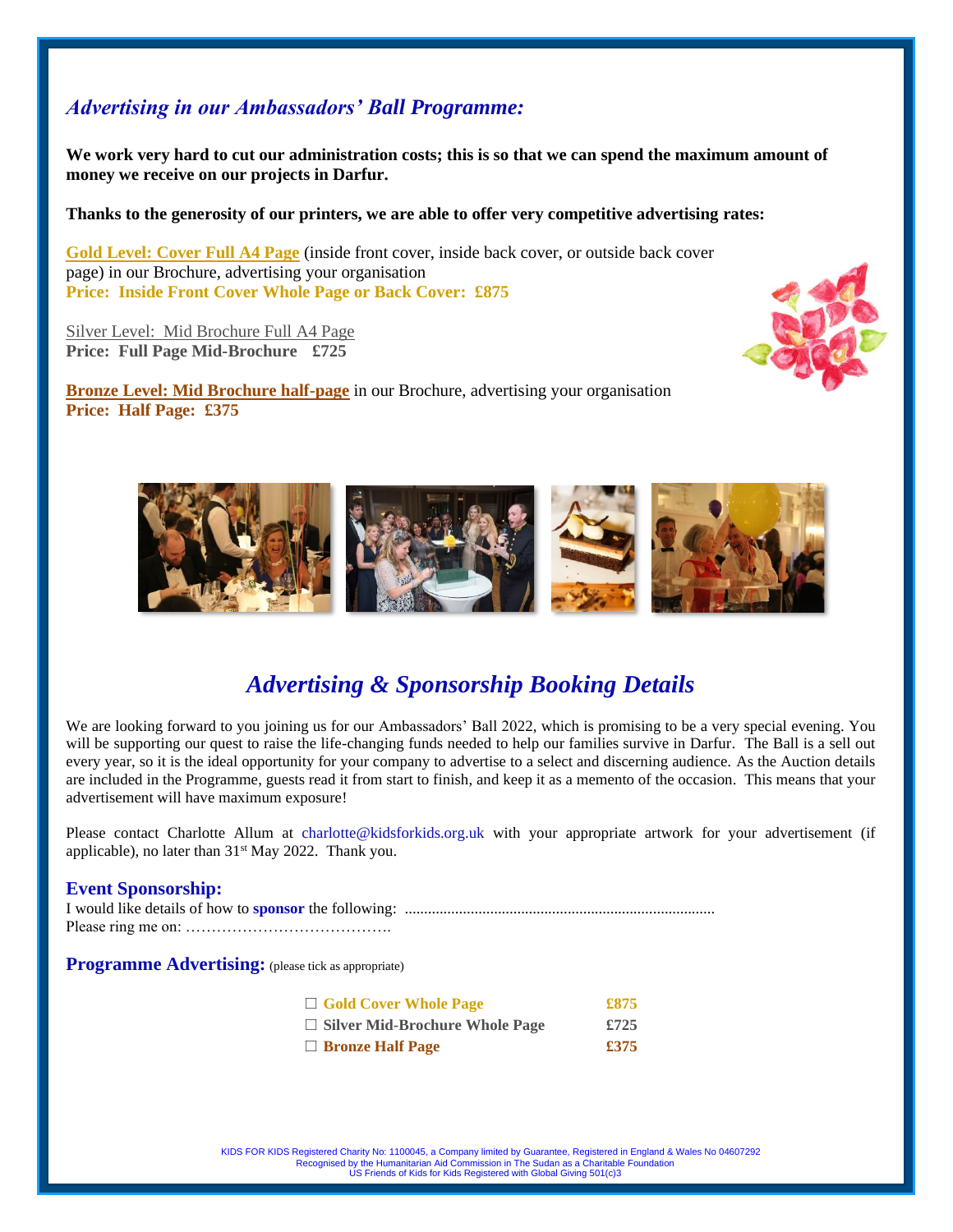## *Advertising in our Ambassadors' Ball Programme:*

**We work very hard to cut our administration costs; this is so that we can spend the maximum amount of money we receive on our projects in Darfur.**

**Thanks to the generosity of our printers, we are able to offer very competitive advertising rates:**

**Gold Level: Cover Full A4 Page** (inside front cover, inside back cover, or outside back cover page) in our Brochure, advertising your organisation
**Price: Inside Front Cover Whole Page or Back Cover: £875**

Silver Level: Mid Brochure Full A4 Page
**Price: Full Page Mid-Brochure £725**

**Bronze Level: Mid Brochure half-page** in our Brochure, advertising your organisation
**Price: Half Page: £375**

# *Advertising & Sponsorship Booking Details*

We are looking forward to you joining us for our Ambassadors' Ball 2022, which is promising to be a very special evening. You will be supporting our quest to raise the life-changing funds needed to help our families survive in Darfur. The Ball is a sell out every year, so it is the ideal opportunity for your company to advertise to a select and discerning audience. As the Auction details are included in the Programme, guests read it from start to finish, and keep it as a memento of the occasion. This means that your advertisement will have maximum exposure!

Please contact Charlotte Allum at charlotte@kidsforkids.org.uk with your appropriate artwork for your advertisement (if applicable), no later than 31st May 2022. Thank you.

### Event Sponsorship:

I would like details of how to **sponsor** the following: ...............................................................................
Please ring me on: ………………………………….

### Programme Advertising: (please tick as appropriate)

| | |
|---|---|
| ☐ **Gold Cover Whole Page** | **£875** |
| ☐ **Silver Mid-Brochure Whole Page** | **£725** |
| ☐ **Bronze Half Page** | **£375** |

KIDS FOR KIDS Registered Charity No: 1100045, a Company limited by Guarantee, Registered in England & Wales No 04607292
Recognised by the Humanitarian Aid Commission in The Sudan as a Charitable Foundation
US Friends of Kids for Kids Registered with Global Giving 501(c)3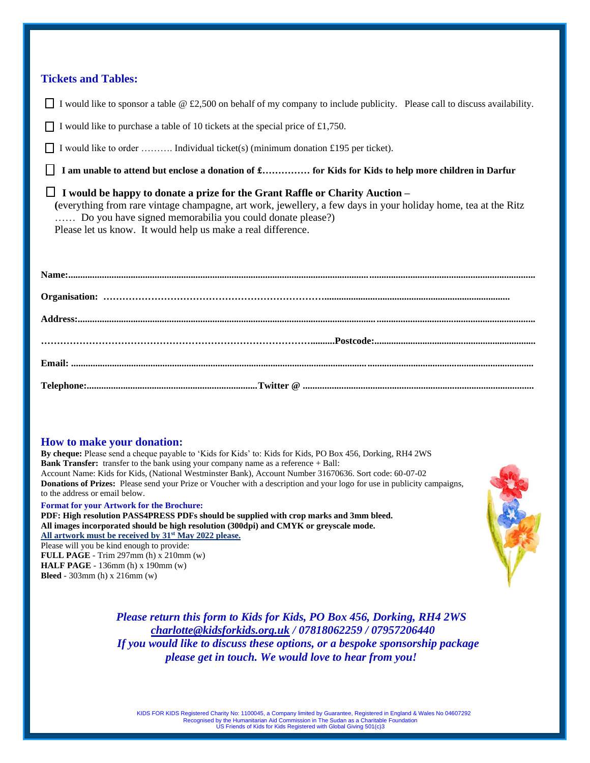## Tickets and Tables:

☐ I would like to sponsor a table @ £2,500 on behalf of my company to include publicity. Please call to discuss availability.

☐ I would like to purchase a table of 10 tickets at the special price of £1,750.

☐ I would like to order ………. Individual ticket(s) (minimum donation £195 per ticket).

☐ **I am unable to attend but enclose a donation of £…………… for Kids for Kids to help more children in Darfur**

☐ **I would be happy to donate a prize for the Grant Raffle or Charity Auction –**
**(**everything from rare vintage champagne, art work, jewellery, a few days in your holiday home, tea at the Ritz …… Do you have signed memorabilia you could donate please?)
Please let us know. It would help us make a real difference.

**Name:**...........................................................................................................................................

**Organisation:** ……………………………………………………………..........................................................

**Address:**........................................................................................................................................

……………………………………………………………………………..........**Postcode:**...................................................................

**Email:** ..........................................................................................................................................

**Telephone:**......................................................................**Twitter @** ...............................................................................

## How to make your donation:

**By cheque:** Please send a cheque payable to 'Kids for Kids' to: Kids for Kids, PO Box 456, Dorking, RH4 2WS
**Bank Transfer:** transfer to the bank using your company name as a reference + Ball:
Account Name: Kids for Kids, (National Westminster Bank), Account Number 31670636. Sort code: 60-07-02
**Donations of Prizes:** Please send your Prize or Voucher with a description and your logo for use in publicity campaigns, to the address or email below.

**Format for your Artwork for the Brochure:**

**PDF: High resolution PASS4PRESS PDFs should be supplied with crop marks and 3mm bleed.**
**All images incorporated should be high resolution (300dpi) and CMYK or greyscale mode.**
**All artwork must be received by 31st May 2022 please.**
Please will you be kind enough to provide:
**FULL PAGE** - Trim 297mm (h) x 210mm (w)
**HALF PAGE** - 136mm (h) x 190mm (w)
**Bleed** - 303mm (h) x 216mm (w)

***Please return this form to Kids for Kids, PO Box 456, Dorking, RH4 2WS***
***charlotte@kidsforkids.org.uk / 07818062259 / 07957206440***
***If you would like to discuss these options, or a bespoke sponsorship package please get in touch. We would love to hear from you!***

KIDS FOR KIDS Registered Charity No: 1100045, a Company limited by Guarantee, Registered in England & Wales No 04607292
Recognised by the Humanitarian Aid Commission in The Sudan as a Charitable Foundation
US Friends of Kids for Kids Registered with Global Giving 501(c)3